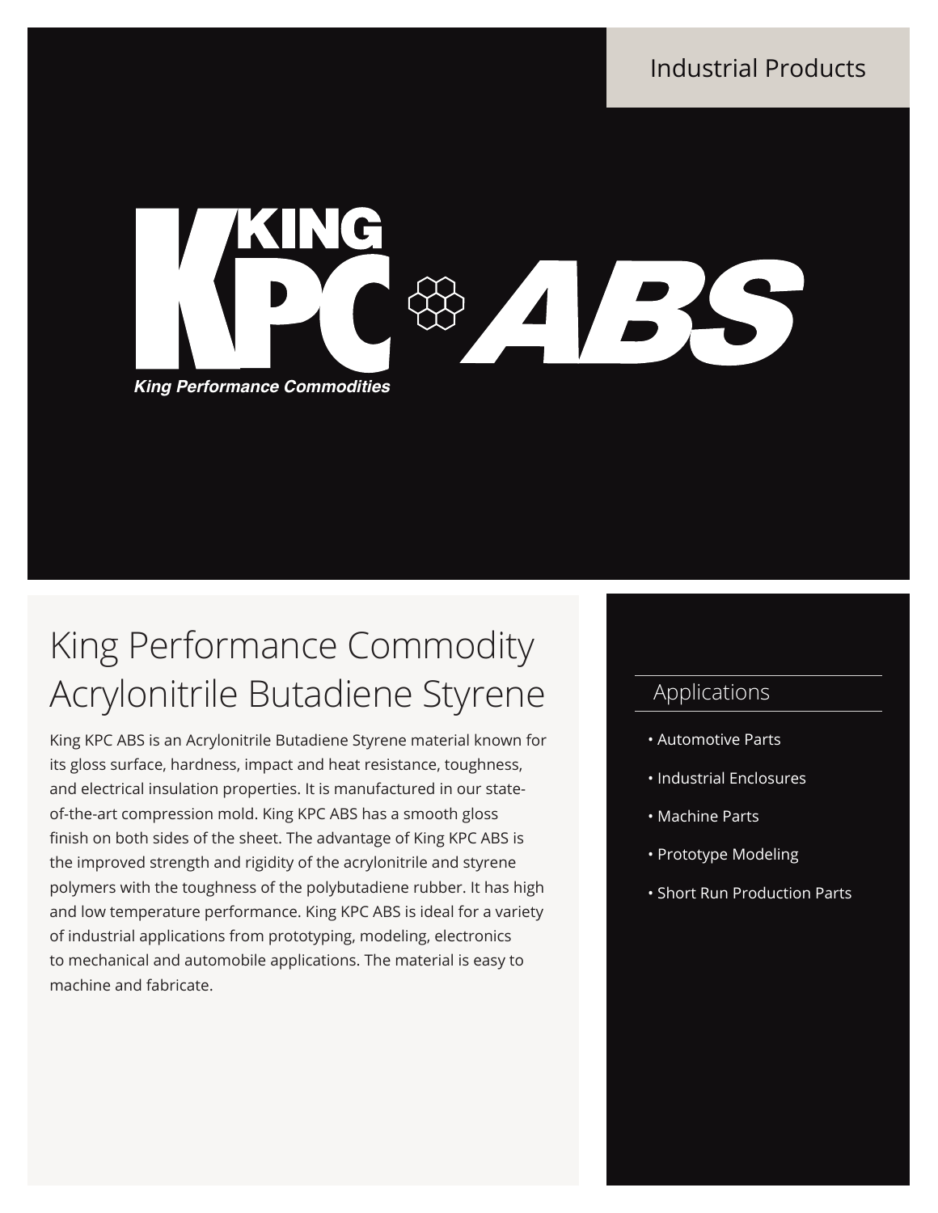Industrial Products

# KING KPC ABS

*King Performance Commodities*

## King Performance Commodity Acrylonitrile Butadiene Styrene

King KPC ABS is an Acrylonitrile Butadiene Styrene material known for its gloss surface, hardness, impact and heat resistance, toughness, and electrical insulation properties. It is manufactured in our state-of-the-art compression mold. King KPC ABS has a smooth gloss finish on both sides of the sheet. The advantage of King KPC ABS is the improved strength and rigidity of the acrylonitrile and styrene polymers with the toughness of the polybutadiene rubber. It has high and low temperature performance. King KPC ABS is ideal for a variety of industrial applications from prototyping, modeling, electronics to mechanical and automobile applications. The material is easy to machine and fabricate.

### Applications

- Automotive Parts
- Industrial Enclosures
- Machine Parts
- Prototype Modeling
- Short Run Production Parts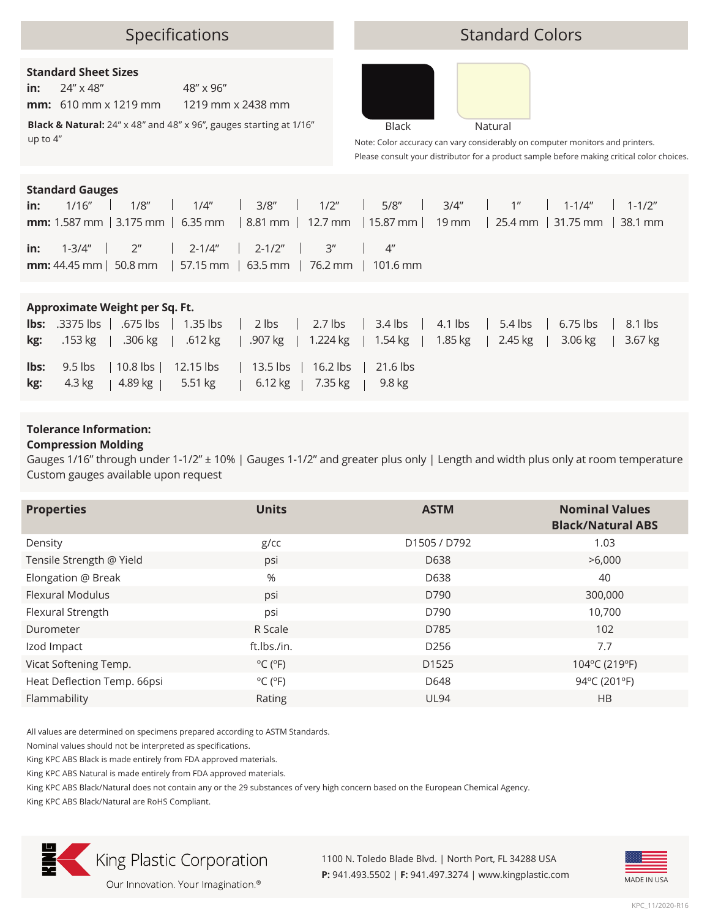## Specifications

**Standard Sheet Sizes**

| | | |
|---|---|---|
| **in:** | 24″ x 48″ | 48″ x 96″ |
| **mm:** | 610 mm x 1219 mm | 1219 mm x 2438 mm |

**Black & Natural:** 24″ x 48″ and 48″ x 96″, gauges starting at 1/16″ up to 4″

## Standard Colors

Black

Natural

Note: Color accuracy can vary considerably on computer monitors and printers.
Please consult your distributor for a product sample before making critical color choices.

**Standard Gauges**

| | | | | | | | | | | |
|---|---|---|---|---|---|---|---|---|---|---|
| **in:** | 1/16″ | 1/8″ | 1/4″ | 3/8″ | 1/2″ | 5/8″ | 3/4″ | 1″ | 1-1/4″ | 1-1/2″ |
| **mm:** | 1.587 mm | 3.175 mm | 6.35 mm | 8.81 mm | 12.7 mm | 15.87 mm | 19 mm | 25.4 mm | 31.75 mm | 38.1 mm |
| **in:** | 1-3/4″ | 2″ | 2-1/4″ | 2-1/2″ | 3″ | 4″ | | | | |
| **mm:** | 44.45 mm | 50.8 mm | 57.15 mm | 63.5 mm | 76.2 mm | 101.6 mm | | | | |

**Approximate Weight per Sq. Ft.**

| | | | | | | | | | | |
|---|---|---|---|---|---|---|---|---|---|---|
| **lbs:** | .3375 lbs | .675 lbs | 1.35 lbs | 2 lbs | 2.7 lbs | 3.4 lbs | 4.1 lbs | 5.4 lbs | 6.75 lbs | 8.1 lbs |
| **kg:** | .153 kg | .306 kg | .612 kg | .907 kg | 1.224 kg | 1.54 kg | 1.85 kg | 2.45 kg | 3.06 kg | 3.67 kg |
| **lbs:** | 9.5 lbs | 10.8 lbs | 12.15 lbs | 13.5 lbs | 16.2 lbs | 21.6 lbs | | | | |
| **kg:** | 4.3 kg | 4.89 kg | 5.51 kg | 6.12 kg | 7.35 kg | 9.8 kg | | | | |

**Tolerance Information:**
**Compression Molding**
Gauges 1/16″ through under 1-1/2″ ± 10% | Gauges 1-1/2″ and greater plus only | Length and width plus only at room temperature
Custom gauges available upon request

| Properties | Units | ASTM | Nominal Values Black/Natural ABS |
|---|---|---|---|
| Density | g/cc | D1505 / D792 | 1.03 |
| Tensile Strength @ Yield | psi | D638 | >6,000 |
| Elongation @ Break | % | D638 | 40 |
| Flexural Modulus | psi | D790 | 300,000 |
| Flexural Strength | psi | D790 | 10,700 |
| Durometer | R Scale | D785 | 102 |
| Izod Impact | ft.lbs./in. | D256 | 7.7 |
| Vicat Softening Temp. | °C (°F) | D1525 | 104°C (219°F) |
| Heat Deflection Temp. 66psi | °C (°F) | D648 | 94°C (201°F) |
| Flammability | Rating | UL94 | HB |

All values are determined on specimens prepared according to ASTM Standards.
Nominal values should not be interpreted as specifications.
King KPC ABS Black is made entirely from FDA approved materials.
King KPC ABS Natural is made entirely from FDA approved materials.
King KPC ABS Black/Natural does not contain any or the 29 substances of very high concern based on the European Chemical Agency.
King KPC ABS Black/Natural are RoHS Compliant.

King Plastic Corporation
Our Innovation. Your Imagination.®

1100 N. Toledo Blade Blvd. | North Port, FL 34288 USA
**P:** 941.493.5502 | **F:** 941.497.3274 | www.kingplastic.com

MADE IN USA

KPC_11/2020-R16